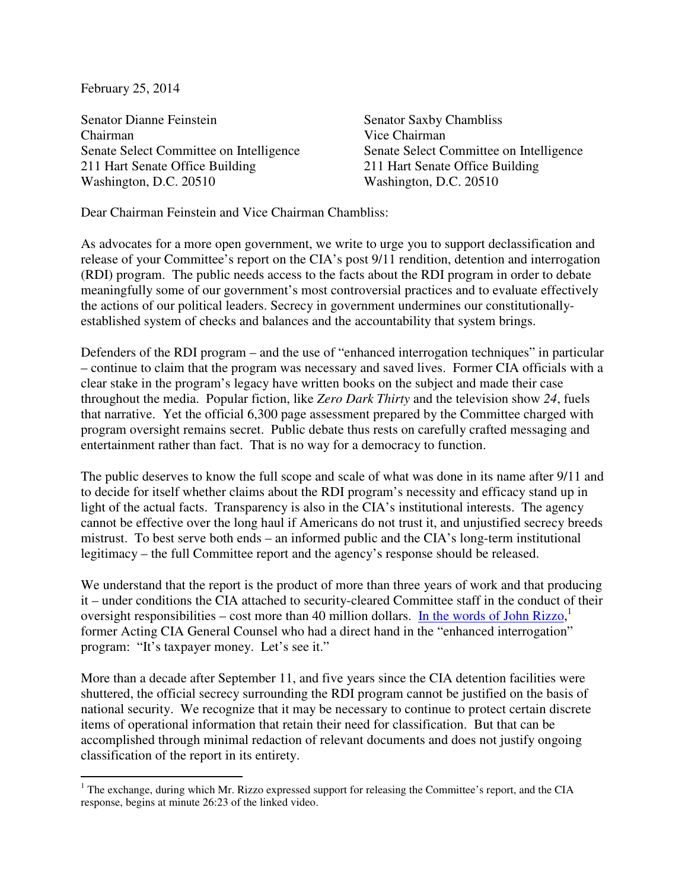February 25, 2014

Senator Dianne Feinstein
Chairman
Senate Select Committee on Intelligence
211 Hart Senate Office Building
Washington, D.C. 20510

Senator Saxby Chambliss
Vice Chairman
Senate Select Committee on Intelligence
211 Hart Senate Office Building
Washington, D.C. 20510

Dear Chairman Feinstein and Vice Chairman Chambliss:

As advocates for a more open government, we write to urge you to support declassification and release of your Committee's report on the CIA's post 9/11 rendition, detention and interrogation (RDI) program. The public needs access to the facts about the RDI program in order to debate meaningfully some of our government's most controversial practices and to evaluate effectively the actions of our political leaders. Secrecy in government undermines our constitutionally-established system of checks and balances and the accountability that system brings.

Defenders of the RDI program – and the use of "enhanced interrogation techniques" in particular – continue to claim that the program was necessary and saved lives. Former CIA officials with a clear stake in the program's legacy have written books on the subject and made their case throughout the media. Popular fiction, like *Zero Dark Thirty* and the television show *24*, fuels that narrative. Yet the official 6,300 page assessment prepared by the Committee charged with program oversight remains secret. Public debate thus rests on carefully crafted messaging and entertainment rather than fact. That is no way for a democracy to function.

The public deserves to know the full scope and scale of what was done in its name after 9/11 and to decide for itself whether claims about the RDI program's necessity and efficacy stand up in light of the actual facts. Transparency is also in the CIA's institutional interests. The agency cannot be effective over the long haul if Americans do not trust it, and unjustified secrecy breeds mistrust. To best serve both ends – an informed public and the CIA's long-term institutional legitimacy – the full Committee report and the agency's response should be released.

We understand that the report is the product of more than three years of work and that producing it – under conditions the CIA attached to security-cleared Committee staff in the conduct of their oversight responsibilities – cost more than 40 million dollars. In the words of John Rizzo,[1] former Acting CIA General Counsel who had a direct hand in the "enhanced interrogation" program: "It's taxpayer money. Let's see it."

More than a decade after September 11, and five years since the CIA detention facilities were shuttered, the official secrecy surrounding the RDI program cannot be justified on the basis of national security. We recognize that it may be necessary to continue to protect certain discrete items of operational information that retain their need for classification. But that can be accomplished through minimal redaction of relevant documents and does not justify ongoing classification of the report in its entirety.

[1] The exchange, during which Mr. Rizzo expressed support for releasing the Committee's report, and the CIA response, begins at minute 26:23 of the linked video.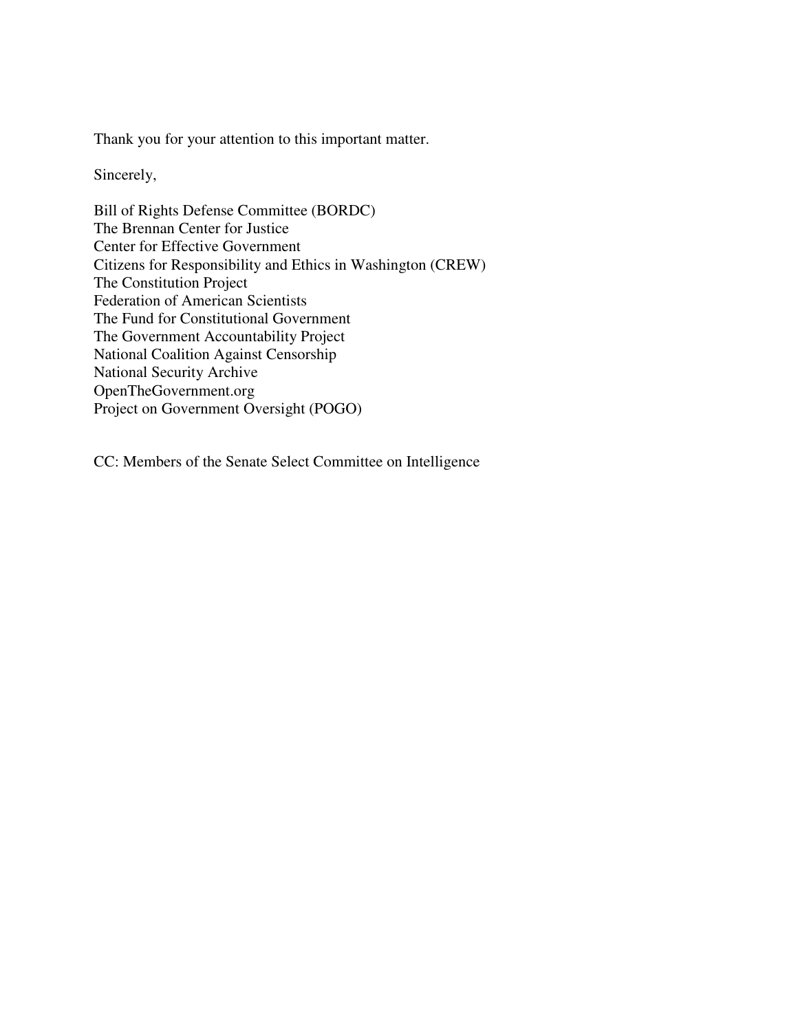Thank you for your attention to this important matter.

Sincerely,

Bill of Rights Defense Committee (BORDC)
The Brennan Center for Justice
Center for Effective Government
Citizens for Responsibility and Ethics in Washington (CREW)
The Constitution Project
Federation of American Scientists
The Fund for Constitutional Government
The Government Accountability Project
National Coalition Against Censorship
National Security Archive
OpenTheGovernment.org
Project on Government Oversight (POGO)

CC: Members of the Senate Select Committee on Intelligence